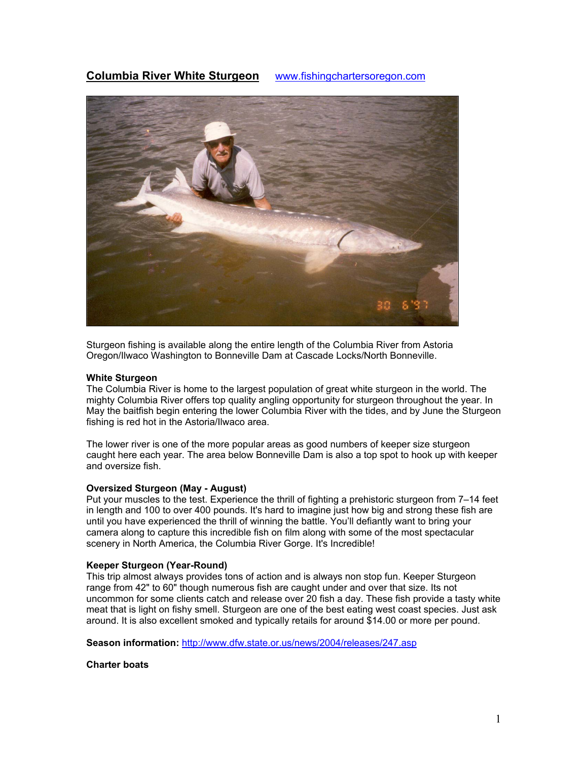# Columbia River White Sturgeon    www.fishingchartersoregon.com

Sturgeon fishing is available along the entire length of the Columbia River from Astoria Oregon/Ilwaco Washington to Bonneville Dam at Cascade Locks/North Bonneville.

**White Sturgeon**
The Columbia River is home to the largest population of great white sturgeon in the world. The mighty Columbia River offers top quality angling opportunity for sturgeon throughout the year. In May the baitfish begin entering the lower Columbia River with the tides, and by June the Sturgeon fishing is red hot in the Astoria/Ilwaco area.

The lower river is one of the more popular areas as good numbers of keeper size sturgeon caught here each year. The area below Bonneville Dam is also a top spot to hook up with keeper and oversize fish.

**Oversized Sturgeon (May - August)**
Put your muscles to the test. Experience the thrill of fighting a prehistoric sturgeon from 7–14 feet in length and 100 to over 400 pounds. It's hard to imagine just how big and strong these fish are until you have experienced the thrill of winning the battle. You'll defiantly want to bring your camera along to capture this incredible fish on film along with some of the most spectacular scenery in North America, the Columbia River Gorge. It's Incredible!

**Keeper Sturgeon (Year-Round)**
This trip almost always provides tons of action and is always non stop fun. Keeper Sturgeon range from 42" to 60" though numerous fish are caught under and over that size. Its not uncommon for some clients catch and release over 20 fish a day. These fish provide a tasty white meat that is light on fishy smell. Sturgeon are one of the best eating west coast species. Just ask around. It is also excellent smoked and typically retails for around $14.00 or more per pound.

**Season information:** http://www.dfw.state.or.us/news/2004/releases/247.asp

**Charter boats**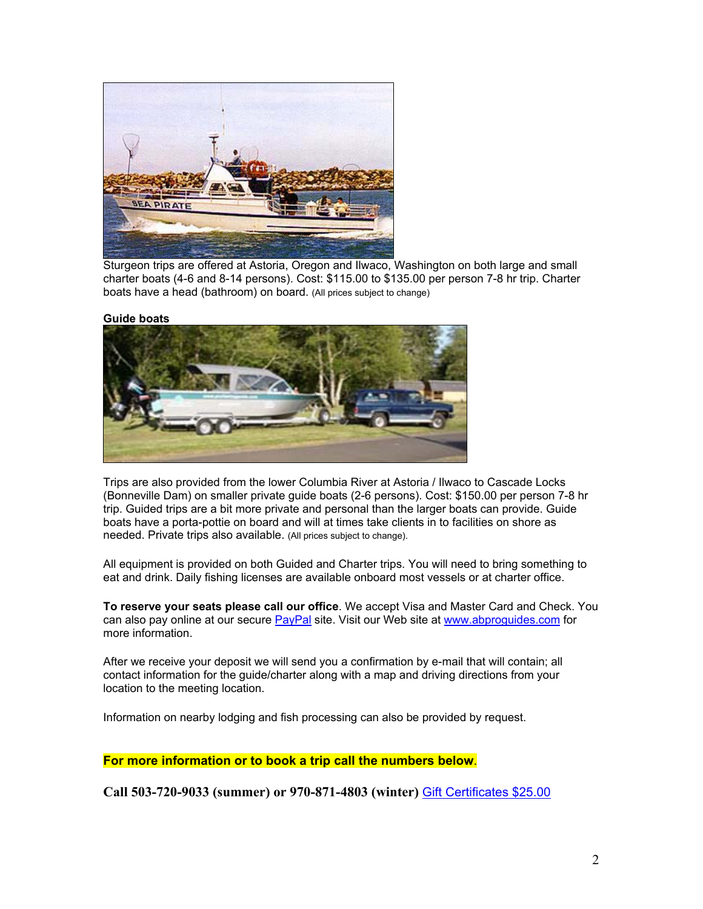Sturgeon trips are offered at Astoria, Oregon and Ilwaco, Washington on both large and small charter boats (4-6 and 8-14 persons). Cost: $115.00 to $135.00 per person 7-8 hr trip. Charter boats have a head (bathroom) on board. (All prices subject to change)

**Guide boats**

Trips are also provided from the lower Columbia River at Astoria / Ilwaco to Cascade Locks (Bonneville Dam) on smaller private guide boats (2-6 persons). Cost: $150.00 per person 7-8 hr trip. Guided trips are a bit more private and personal than the larger boats can provide. Guide boats have a porta-pottie on board and will at times take clients in to facilities on shore as needed. Private trips also available. (All prices subject to change).

All equipment is provided on both Guided and Charter trips. You will need to bring something to eat and drink. Daily fishing licenses are available onboard most vessels or at charter office.

**To reserve your seats please call our office**. We accept Visa and Master Card and Check. You can also pay online at our secure PayPal site. Visit our Web site at www.abproguides.com for more information.

After we receive your deposit we will send you a confirmation by e-mail that will contain; all contact information for the guide/charter along with a map and driving directions from your location to the meeting location.

Information on nearby lodging and fish processing can also be provided by request.

**For more information or to book a trip call the numbers below.**

**Call 503-720-9033 (summer) or 970-871-4803 (winter)** Gift Certificates $25.00